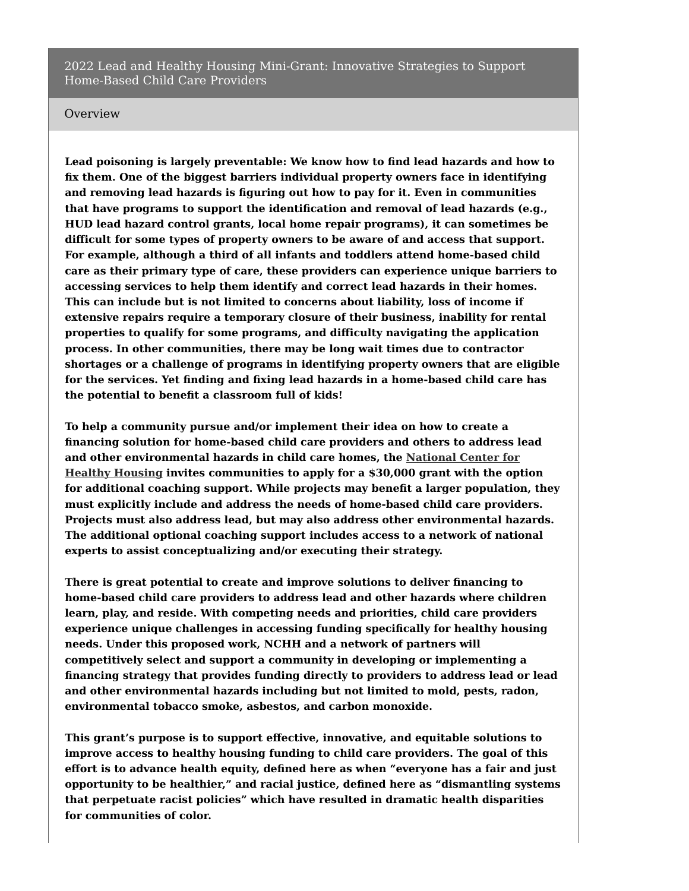# 2022 Lead and Healthy Housing Mini-Grant: Innovative Strategies to Support Home-Based Child Care Providers

## Overview

**Lead poisoning is largely preventable: We know how to find lead hazards and how to fix them. One of the biggest barriers individual property owners face in identifying and removing lead hazards is figuring out how to pay for it. Even in communities that have programs to support the identification and removal of lead hazards (e.g., HUD lead hazard control grants, local home repair programs), it can sometimes be difficult for some types of property owners to be aware of and access that support. For example, although a third of all infants and toddlers attend home-based child care as their primary type of care, these providers can experience unique barriers to accessing services to help them identify and correct lead hazards in their homes. This can include but is not limited to concerns about liability, loss of income if extensive repairs require a temporary closure of their business, inability for rental properties to qualify for some programs, and difficulty navigating the application process. In other communities, there may be long wait times due to contractor shortages or a challenge of programs in identifying property owners that are eligible for the services. Yet finding and fixing lead hazards in a home-based child care has the potential to benefit a classroom full of kids!**

**To help a community pursue and/or implement their idea on how to create a financing solution for home-based child care providers and others to address lead and other environmental hazards in child care homes, the National Center for Healthy Housing invites communities to apply for a $30,000 grant with the option for additional coaching support. While projects may benefit a larger population, they must explicitly include and address the needs of home-based child care providers. Projects must also address lead, but may also address other environmental hazards. The additional optional coaching support includes access to a network of national experts to assist conceptualizing and/or executing their strategy.**

**There is great potential to create and improve solutions to deliver financing to home-based child care providers to address lead and other hazards where children learn, play, and reside. With competing needs and priorities, child care providers experience unique challenges in accessing funding specifically for healthy housing needs. Under this proposed work, NCHH and a network of partners will competitively select and support a community in developing or implementing a financing strategy that provides funding directly to providers to address lead or lead and other environmental hazards including but not limited to mold, pests, radon, environmental tobacco smoke, asbestos, and carbon monoxide.**

**This grant's purpose is to support effective, innovative, and equitable solutions to improve access to healthy housing funding to child care providers. The goal of this effort is to advance health equity, defined here as when "everyone has a fair and just opportunity to be healthier," and racial justice, defined here as "dismantling systems that perpetuate racist policies" which have resulted in dramatic health disparities for communities of color.**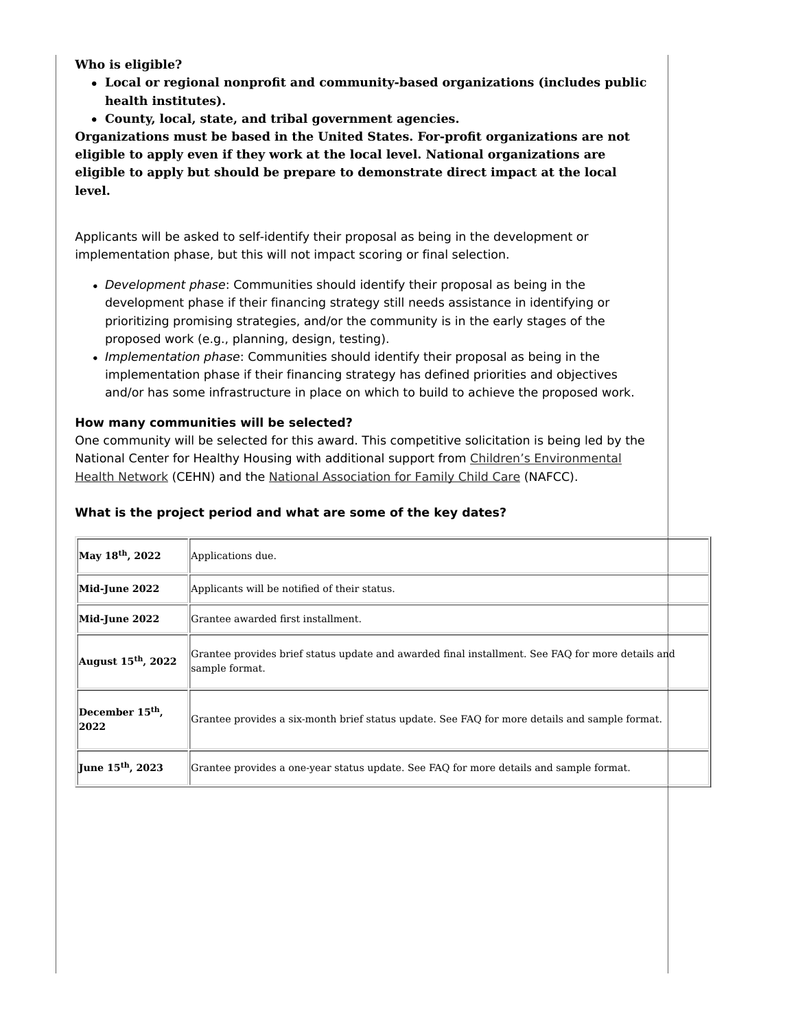**Who is eligible?**

- **Local or regional nonprofit and community-based organizations (includes public health institutes).**
- **County, local, state, and tribal government agencies.**

**Organizations must be based in the United States. For-profit organizations are not eligible to apply even if they work at the local level. National organizations are eligible to apply but should be prepare to demonstrate direct impact at the local level.**

Applicants will be asked to self-identify their proposal as being in the development or implementation phase, but this will not impact scoring or final selection.

- *Development phase*: Communities should identify their proposal as being in the development phase if their financing strategy still needs assistance in identifying or prioritizing promising strategies, and/or the community is in the early stages of the proposed work (e.g., planning, design, testing).
- *Implementation phase*: Communities should identify their proposal as being in the implementation phase if their financing strategy has defined priorities and objectives and/or has some infrastructure in place on which to build to achieve the proposed work.

**How many communities will be selected?**

One community will be selected for this award. This competitive solicitation is being led by the National Center for Healthy Housing with additional support from Children's Environmental Health Network (CEHN) and the National Association for Family Child Care (NAFCC).

**What is the project period and what are some of the key dates?**

| Date | Milestone |
| --- | --- |
| **May 18th, 2022** | Applications due. |
| **Mid-June 2022** | Applicants will be notified of their status. |
| **Mid-June 2022** | Grantee awarded first installment. |
| **August 15th, 2022** | Grantee provides brief status update and awarded final installment. See FAQ for more details and sample format. |
| **December 15th, 2022** | Grantee provides a six-month brief status update. See FAQ for more details and sample format. |
| **June 15th, 2023** | Grantee provides a one-year status update. See FAQ for more details and sample format. |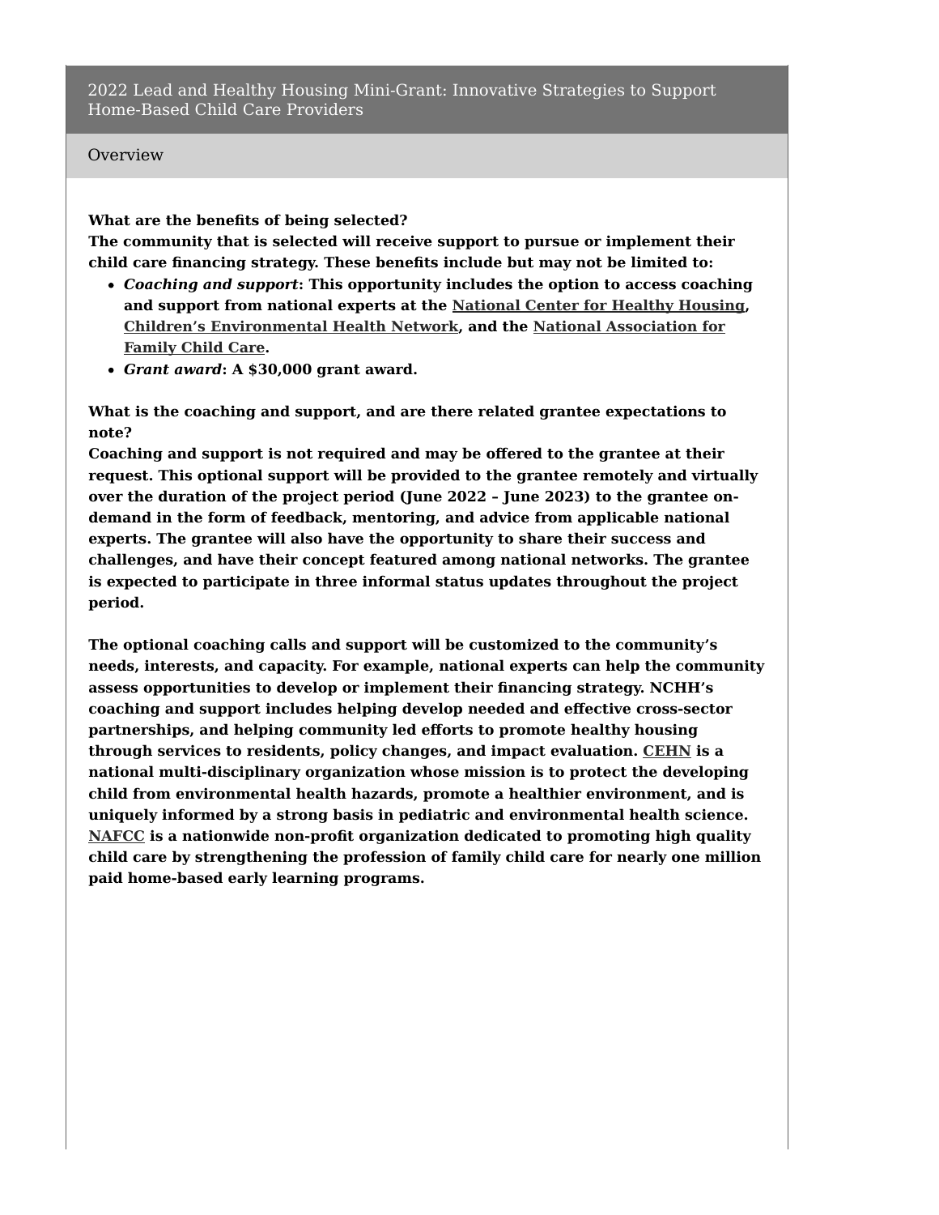## 2022 Lead and Healthy Housing Mini-Grant: Innovative Strategies to Support Home-Based Child Care Providers

### Overview

**What are the benefits of being selected?**
**The community that is selected will receive support to pursue or implement their child care financing strategy. These benefits include but may not be limited to:**

- ***Coaching and support*: This opportunity includes the option to access coaching and support from national experts at the National Center for Healthy Housing, Children's Environmental Health Network, and the National Association for Family Child Care.**
- ***Grant award*: A $30,000 grant award.**

**What is the coaching and support, and are there related grantee expectations to note?**
**Coaching and support is not required and may be offered to the grantee at their request. This optional support will be provided to the grantee remotely and virtually over the duration of the project period (June 2022 – June 2023) to the grantee on-demand in the form of feedback, mentoring, and advice from applicable national experts. The grantee will also have the opportunity to share their success and challenges, and have their concept featured among national networks. The grantee is expected to participate in three informal status updates throughout the project period.**

**The optional coaching calls and support will be customized to the community's needs, interests, and capacity. For example, national experts can help the community assess opportunities to develop or implement their financing strategy. NCHH's coaching and support includes helping develop needed and effective cross-sector partnerships, and helping community led efforts to promote healthy housing through services to residents, policy changes, and impact evaluation. CEHN is a national multi-disciplinary organization whose mission is to protect the developing child from environmental health hazards, promote a healthier environment, and is uniquely informed by a strong basis in pediatric and environmental health science. NAFCC is a nationwide non-profit organization dedicated to promoting high quality child care by strengthening the profession of family child care for nearly one million paid home-based early learning programs.**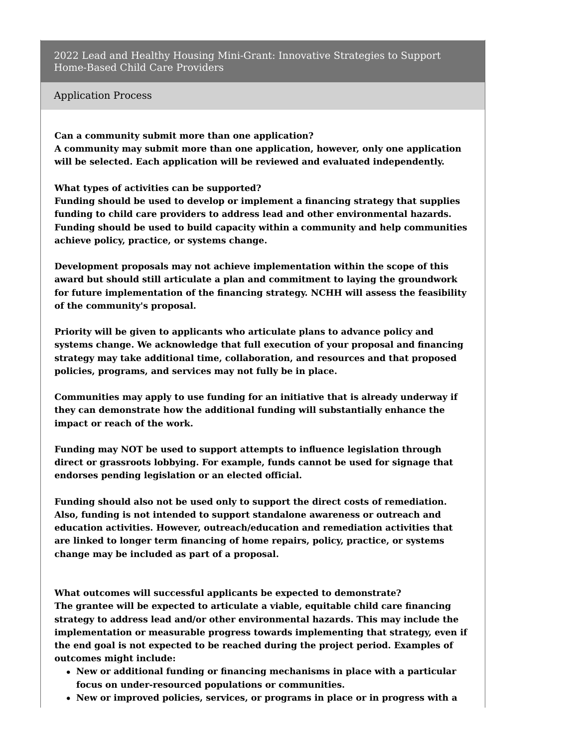## 2022 Lead and Healthy Housing Mini-Grant: Innovative Strategies to Support Home-Based Child Care Providers

### Application Process

**Can a community submit more than one application?**
**A community may submit more than one application, however, only one application will be selected. Each application will be reviewed and evaluated independently.**

**What types of activities can be supported?**
**Funding should be used to develop or implement a financing strategy that supplies funding to child care providers to address lead and other environmental hazards. Funding should be used to build capacity within a community and help communities achieve policy, practice, or systems change.**

**Development proposals may not achieve implementation within the scope of this award but should still articulate a plan and commitment to laying the groundwork for future implementation of the financing strategy. NCHH will assess the feasibility of the community's proposal.**

**Priority will be given to applicants who articulate plans to advance policy and systems change. We acknowledge that full execution of your proposal and financing strategy may take additional time, collaboration, and resources and that proposed policies, programs, and services may not fully be in place.**

**Communities may apply to use funding for an initiative that is already underway if they can demonstrate how the additional funding will substantially enhance the impact or reach of the work.**

**Funding may NOT be used to support attempts to influence legislation through direct or grassroots lobbying. For example, funds cannot be used for signage that endorses pending legislation or an elected official.**

**Funding should also not be used only to support the direct costs of remediation. Also, funding is not intended to support standalone awareness or outreach and education activities. However, outreach/education and remediation activities that are linked to longer term financing of home repairs, policy, practice, or systems change may be included as part of a proposal.**

**What outcomes will successful applicants be expected to demonstrate?**
**The grantee will be expected to articulate a viable, equitable child care financing strategy to address lead and/or other environmental hazards. This may include the implementation or measurable progress towards implementing that strategy, even if the end goal is not expected to be reached during the project period. Examples of outcomes might include:**

- **New or additional funding or financing mechanisms in place with a particular focus on under-resourced populations or communities.**
- **New or improved policies, services, or programs in place or in progress with a**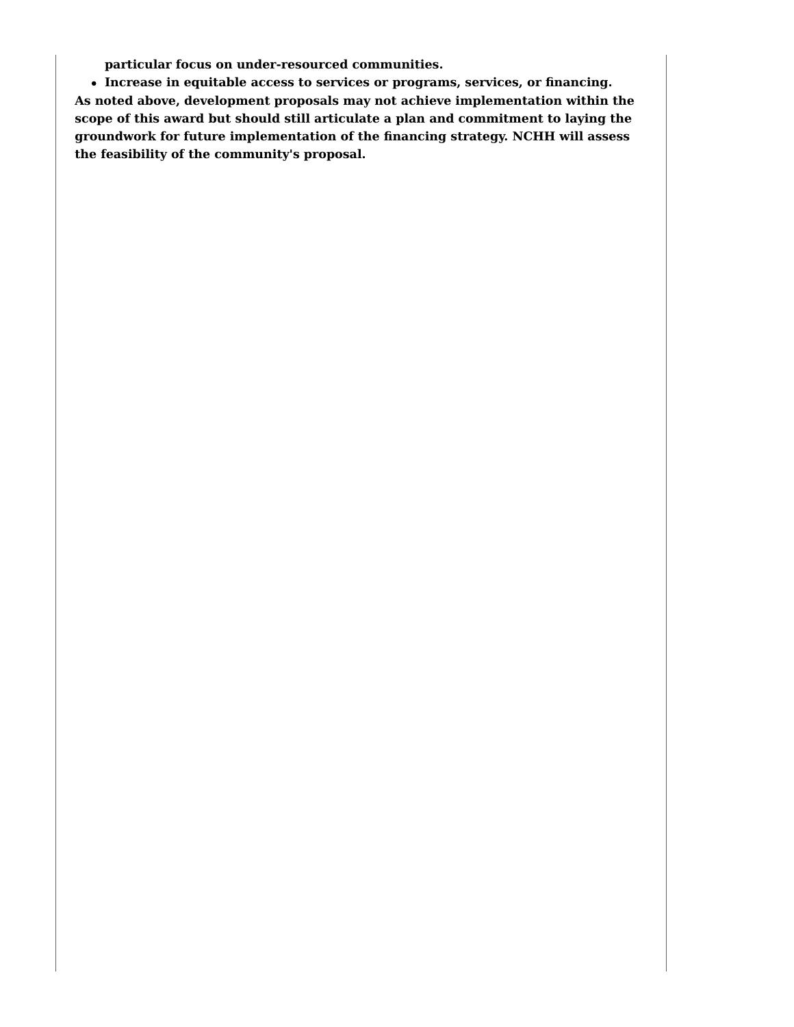- **particular focus on under-resourced communities.**
- **Increase in equitable access to services or programs, services, or financing.**

**As noted above, development proposals may not achieve implementation within the scope of this award but should still articulate a plan and commitment to laying the groundwork for future implementation of the financing strategy. NCHH will assess the feasibility of the community's proposal.**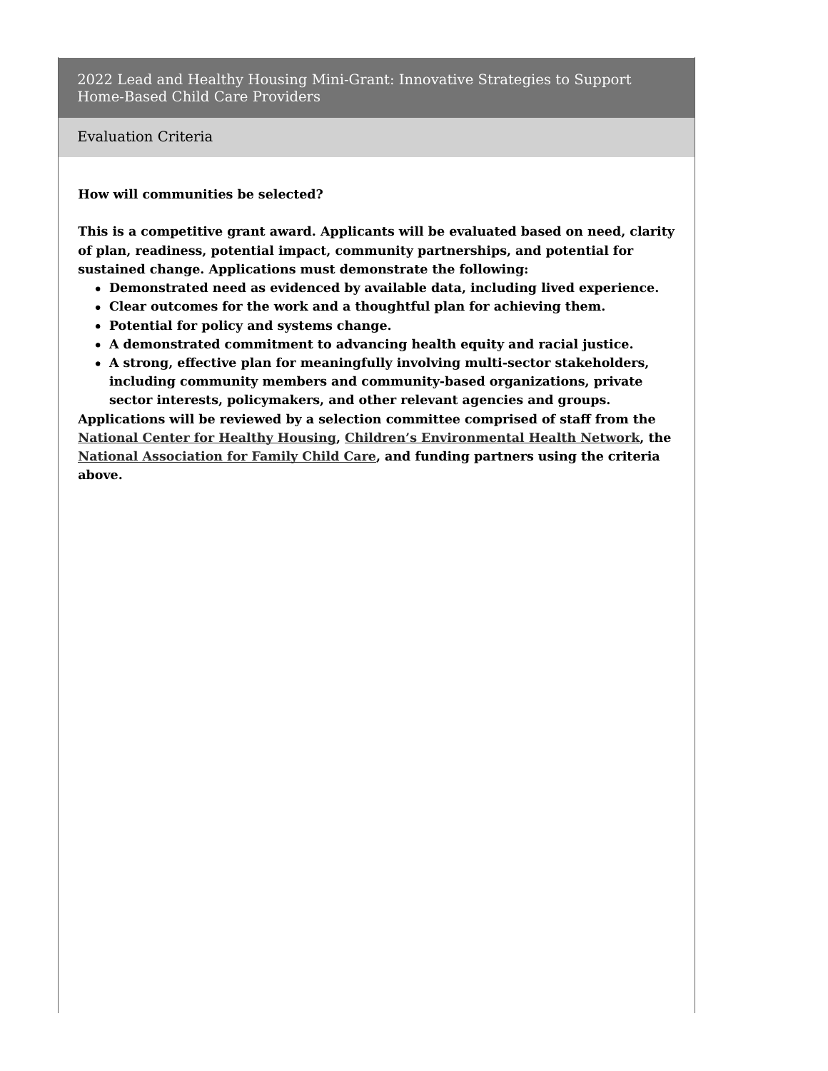# 2022 Lead and Healthy Housing Mini-Grant: Innovative Strategies to Support Home-Based Child Care Providers

## Evaluation Criteria

**How will communities be selected?**

**This is a competitive grant award. Applicants will be evaluated based on need, clarity of plan, readiness, potential impact, community partnerships, and potential for sustained change. Applications must demonstrate the following:**

- **Demonstrated need as evidenced by available data, including lived experience.**
- **Clear outcomes for the work and a thoughtful plan for achieving them.**
- **Potential for policy and systems change.**
- **A demonstrated commitment to advancing health equity and racial justice.**
- **A strong, effective plan for meaningfully involving multi-sector stakeholders, including community members and community-based organizations, private sector interests, policymakers, and other relevant agencies and groups.**

**Applications will be reviewed by a selection committee comprised of staff from the National Center for Healthy Housing, Children's Environmental Health Network, the National Association for Family Child Care, and funding partners using the criteria above.**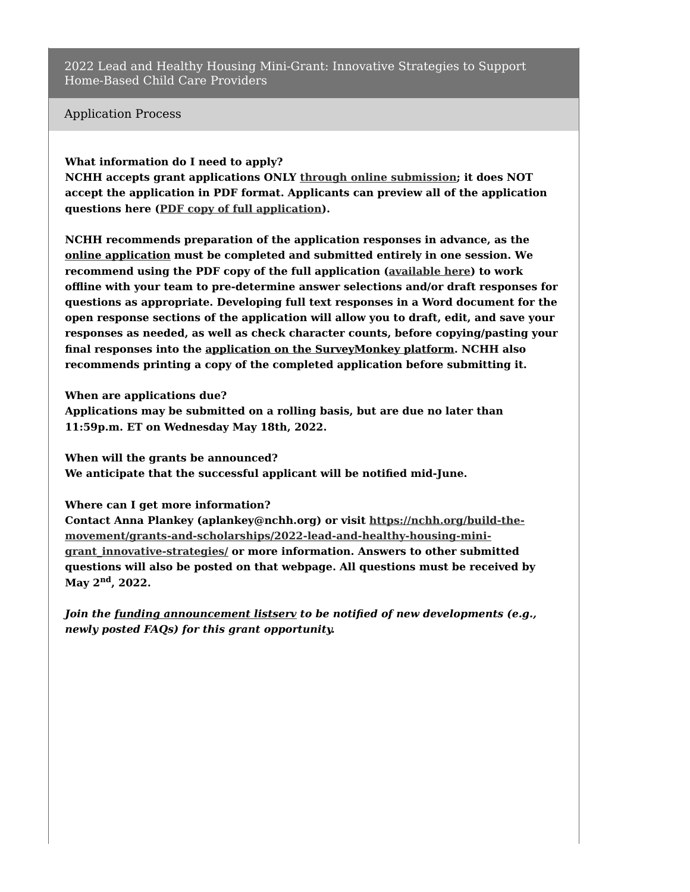## 2022 Lead and Healthy Housing Mini-Grant: Innovative Strategies to Support Home-Based Child Care Providers

### Application Process

**What information do I need to apply?**
**NCHH accepts grant applications ONLY through online submission; it does NOT accept the application in PDF format. Applicants can preview all of the application questions here (PDF copy of full application).**

**NCHH recommends preparation of the application responses in advance, as the online application must be completed and submitted entirely in one session. We recommend using the PDF copy of the full application (available here) to work offline with your team to pre-determine answer selections and/or draft responses for questions as appropriate. Developing full text responses in a Word document for the open response sections of the application will allow you to draft, edit, and save your responses as needed, as well as check character counts, before copying/pasting your final responses into the application on the SurveyMonkey platform. NCHH also recommends printing a copy of the completed application before submitting it.**

**When are applications due?**
**Applications may be submitted on a rolling basis, but are due no later than 11:59p.m. ET on Wednesday May 18th, 2022.**

**When will the grants be announced?**
**We anticipate that the successful applicant will be notified mid-June.**

**Where can I get more information?**
**Contact Anna Plankey (aplankey@nchh.org) or visit https://nchh.org/build-the-movement/grants-and-scholarships/2022-lead-and-healthy-housing-mini-grant_innovative-strategies/ or more information. Answers to other submitted questions will also be posted on that webpage. All questions must be received by May 2nd, 2022.**

***Join the funding announcement listserv to be notified of new developments (e.g., newly posted FAQs) for this grant opportunity.***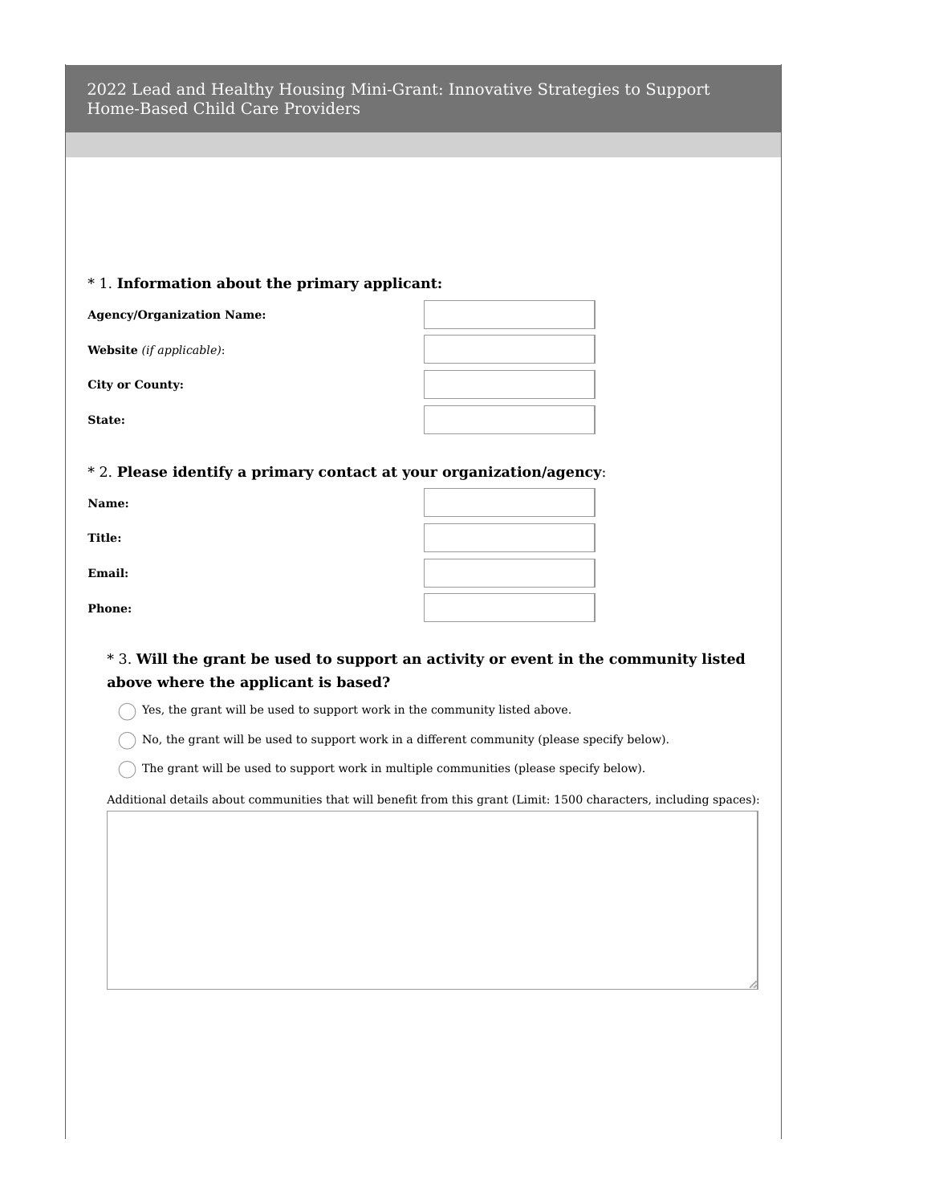# 2022 Lead and Healthy Housing Mini-Grant: Innovative Strategies to Support Home-Based Child Care Providers

\* 1. **Information about the primary applicant:**

**Agency/Organization Name:**

**Website** *(if applicable)*:

**City or County:**

**State:**

\* 2. **Please identify a primary contact at your organization/agency**:

**Name:**

**Title:**

**Email:**

**Phone:**

\* 3. **Will the grant be used to support an activity or event in the community listed above where the applicant is based?**

- ◯ Yes, the grant will be used to support work in the community listed above.
- ◯ No, the grant will be used to support work in a different community (please specify below).
- ◯ The grant will be used to support work in multiple communities (please specify below).

Additional details about communities that will benefit from this grant (Limit: 1500 characters, including spaces):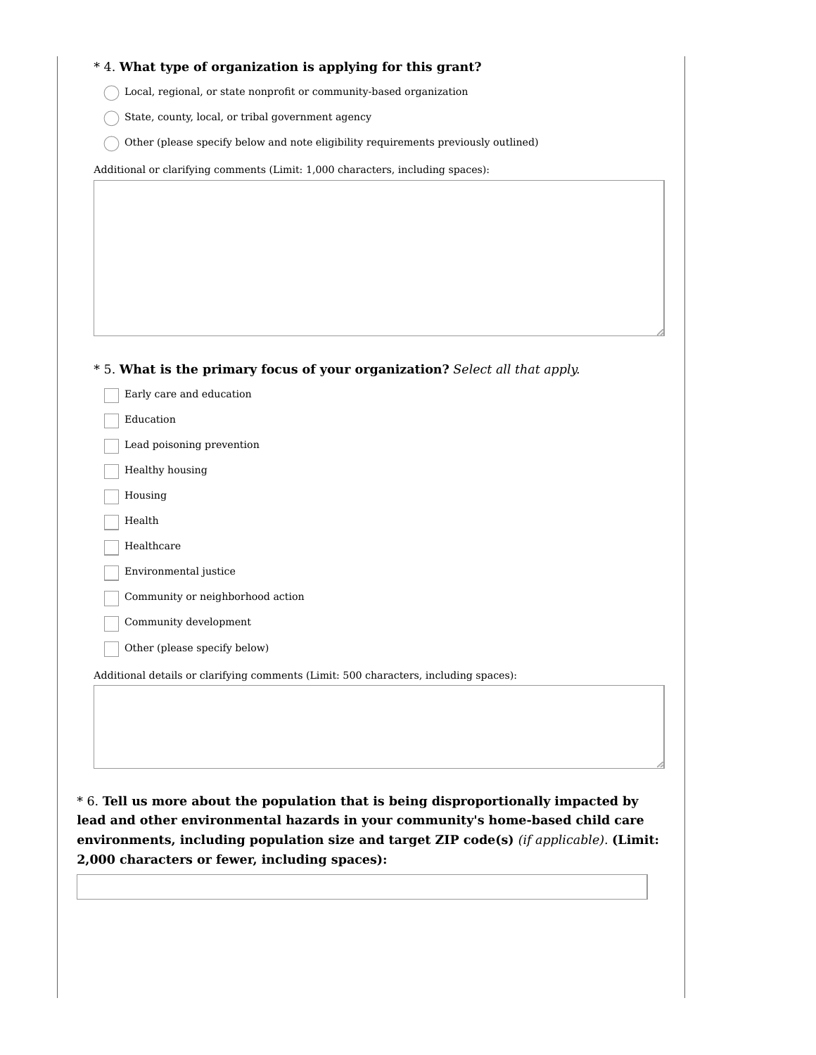\* 4. **What type of organization is applying for this grant?**

- ◯ Local, regional, or state nonprofit or community-based organization
- ◯ State, county, local, or tribal government agency
- ◯ Other (please specify below and note eligibility requirements previously outlined)

Additional or clarifying comments (Limit: 1,000 characters, including spaces):

\* 5. **What is the primary focus of your organization?** *Select all that apply.*

- ☐ Early care and education
- ☐ Education
- ☐ Lead poisoning prevention
- ☐ Healthy housing
- ☐ Housing
- ☐ Health
- ☐ Healthcare
- ☐ Environmental justice
- ☐ Community or neighborhood action
- ☐ Community development
- ☐ Other (please specify below)

Additional details or clarifying comments (Limit: 500 characters, including spaces):

\* 6. **Tell us more about the population that is being disproportionally impacted by lead and other environmental hazards in your community's home-based child care environments, including population size and target ZIP code(s)** *(if applicable).* **(Limit: 2,000 characters or fewer, including spaces):**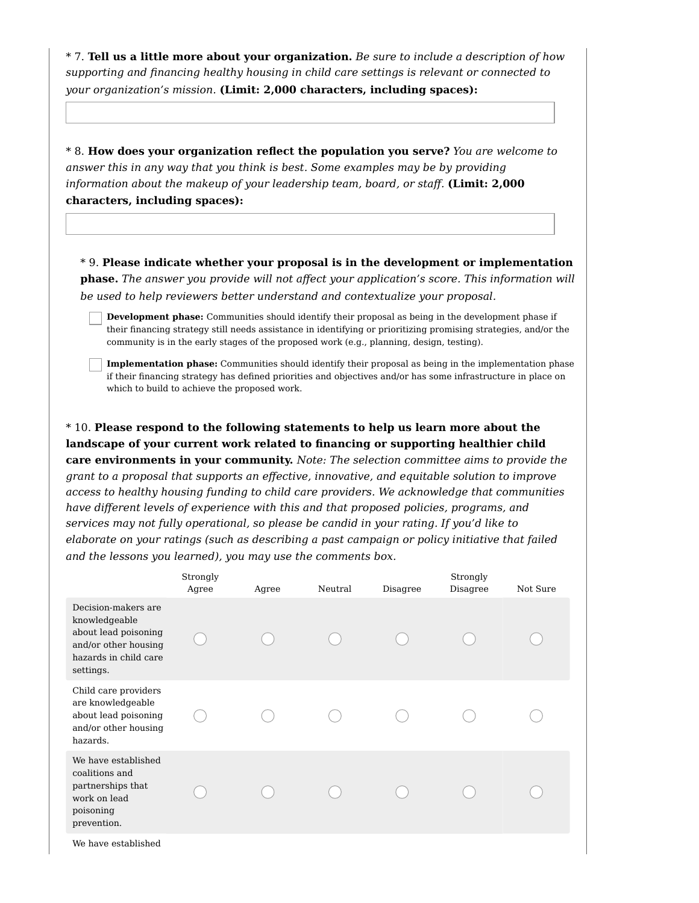\* 7. **Tell us a little more about your organization.** *Be sure to include a description of how supporting and financing healthy housing in child care settings is relevant or connected to your organization's mission.* **(Limit: 2,000 characters, including spaces):**

\* 8. **How does your organization reflect the population you serve?** *You are welcome to answer this in any way that you think is best. Some examples may be by providing information about the makeup of your leadership team, board, or staff.* **(Limit: 2,000 characters, including spaces):**

\* 9. **Please indicate whether your proposal is in the development or implementation phase.** *The answer you provide will not affect your application's score. This information will be used to help reviewers better understand and contextualize your proposal.*

- ☐ **Development phase:** Communities should identify their proposal as being in the development phase if their financing strategy still needs assistance in identifying or prioritizing promising strategies, and/or the community is in the early stages of the proposed work (e.g., planning, design, testing).
- ☐ **Implementation phase:** Communities should identify their proposal as being in the implementation phase if their financing strategy has defined priorities and objectives and/or has some infrastructure in place on which to build to achieve the proposed work.

\* 10. **Please respond to the following statements to help us learn more about the landscape of your current work related to financing or supporting healthier child care environments in your community.** *Note: The selection committee aims to provide the grant to a proposal that supports an effective, innovative, and equitable solution to improve access to healthy housing funding to child care providers. We acknowledge that communities have different levels of experience with this and that proposed policies, programs, and services may not fully operational, so please be candid in your rating. If you'd like to elaborate on your ratings (such as describing a past campaign or policy initiative that failed and the lessons you learned), you may use the comments box.*

| | Strongly Agree | Agree | Neutral | Disagree | Strongly Disagree | Not Sure |
|---|---|---|---|---|---|---|
| Decision-makers are knowledgeable about lead poisoning and/or other housing hazards in child care settings. | ○ | ○ | ○ | ○ | ○ | ○ |
| Child care providers are knowledgeable about lead poisoning and/or other housing hazards. | ○ | ○ | ○ | ○ | ○ | ○ |
| We have established coalitions and partnerships that work on lead poisoning prevention. | ○ | ○ | ○ | ○ | ○ | ○ |
| We have established | | | | | | |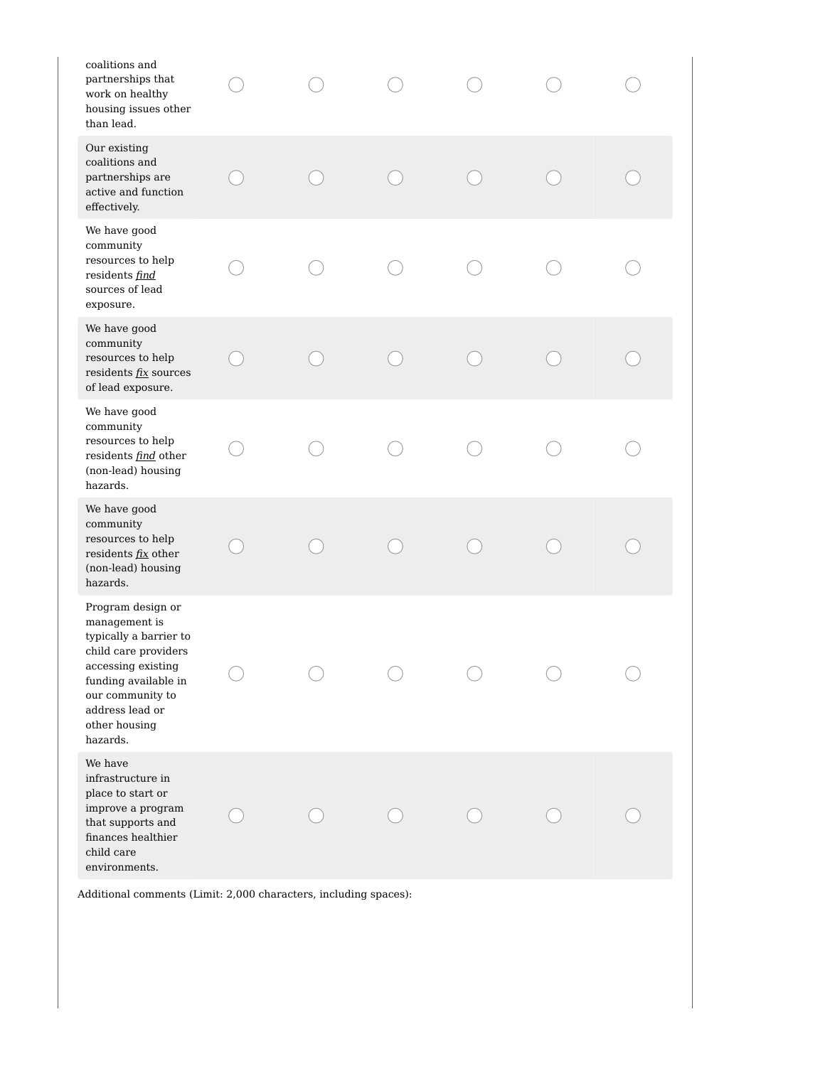| | | | | | | |
|---|---|---|---|---|---|---|
| coalitions and partnerships that work on healthy housing issues other than lead. | ◯ | ◯ | ◯ | ◯ | ◯ | ◯ |
| Our existing coalitions and partnerships are active and function effectively. | ◯ | ◯ | ◯ | ◯ | ◯ | ◯ |
| We have good community resources to help residents *find* sources of lead exposure. | ◯ | ◯ | ◯ | ◯ | ◯ | ◯ |
| We have good community resources to help residents *fix* sources of lead exposure. | ◯ | ◯ | ◯ | ◯ | ◯ | ◯ |
| We have good community resources to help residents *find* other (non-lead) housing hazards. | ◯ | ◯ | ◯ | ◯ | ◯ | ◯ |
| We have good community resources to help residents *fix* other (non-lead) housing hazards. | ◯ | ◯ | ◯ | ◯ | ◯ | ◯ |
| Program design or management is typically a barrier to child care providers accessing existing funding available in our community to address lead or other housing hazards. | ◯ | ◯ | ◯ | ◯ | ◯ | ◯ |
| We have infrastructure in place to start or improve a program that supports and finances healthier child care environments. | ◯ | ◯ | ◯ | ◯ | ◯ | ◯ |

Additional comments (Limit: 2,000 characters, including spaces):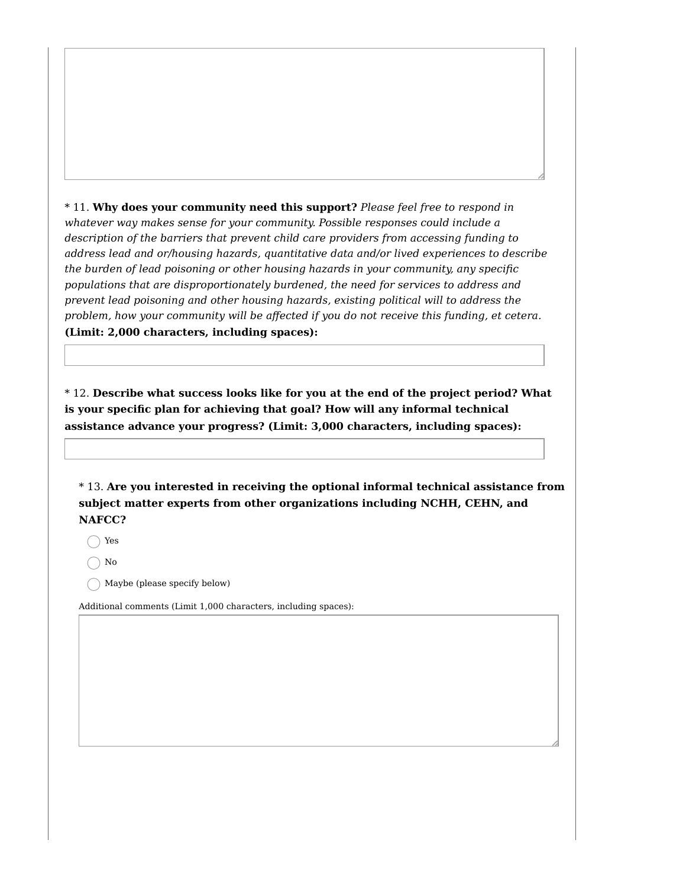\* 11. **Why does your community need this support?** *Please feel free to respond in whatever way makes sense for your community. Possible responses could include a description of the barriers that prevent child care providers from accessing funding to address lead and or/housing hazards, quantitative data and/or lived experiences to describe the burden of lead poisoning or other housing hazards in your community, any specific populations that are disproportionately burdened, the need for services to address and prevent lead poisoning and other housing hazards, existing political will to address the problem, how your community will be affected if you do not receive this funding, et cetera.* **(Limit: 2,000 characters, including spaces):**

\* 12. **Describe what success looks like for you at the end of the project period? What is your specific plan for achieving that goal? How will any informal technical assistance advance your progress? (Limit: 3,000 characters, including spaces):**

\* 13. **Are you interested in receiving the optional informal technical assistance from subject matter experts from other organizations including NCHH, CEHN, and NAFCC?**

- ◯ Yes
- ◯ No
- ◯ Maybe (please specify below)

Additional comments (Limit 1,000 characters, including spaces):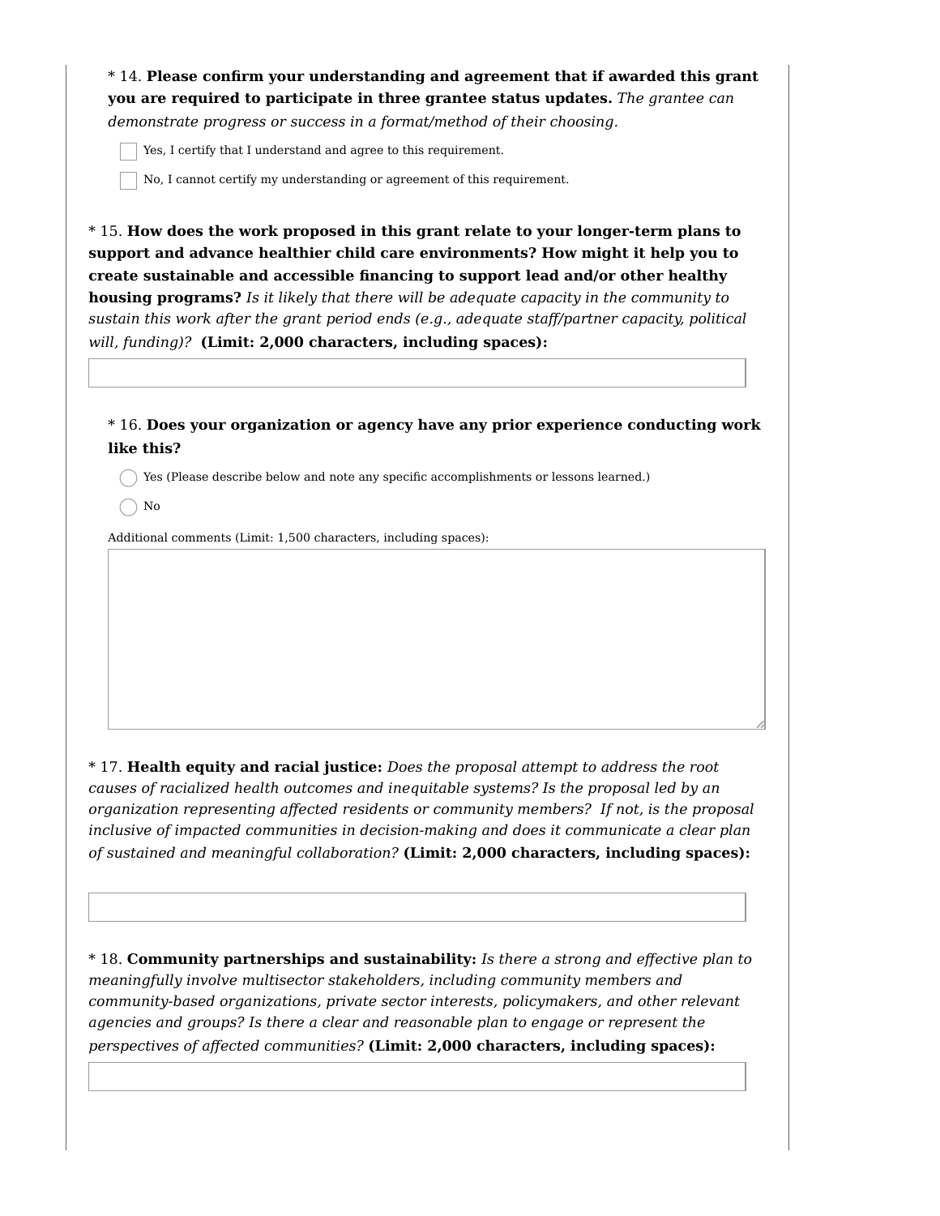\* 14. **Please confirm your understanding and agreement that if awarded this grant you are required to participate in three grantee status updates.** *The grantee can demonstrate progress or success in a format/method of their choosing.*

- [ ] Yes, I certify that I understand and agree to this requirement.
- [ ] No, I cannot certify my understanding or agreement of this requirement.

\* 15. **How does the work proposed in this grant relate to your longer-term plans to support and advance healthier child care environments? How might it help you to create sustainable and accessible financing to support lead and/or other healthy housing programs?** *Is it likely that there will be adequate capacity in the community to sustain this work after the grant period ends (e.g., adequate staff/partner capacity, political will, funding)?* **(Limit: 2,000 characters, including spaces):**

\* 16. **Does your organization or agency have any prior experience conducting work like this?**

- ◯ Yes (Please describe below and note any specific accomplishments or lessons learned.)
- ◯ No

Additional comments (Limit: 1,500 characters, including spaces):

\* 17. **Health equity and racial justice:** *Does the proposal attempt to address the root causes of racialized health outcomes and inequitable systems? Is the proposal led by an organization representing affected residents or community members? If not, is the proposal inclusive of impacted communities in decision-making and does it communicate a clear plan of sustained and meaningful collaboration?* **(Limit: 2,000 characters, including spaces):**

\* 18. **Community partnerships and sustainability:** *Is there a strong and effective plan to meaningfully involve multisector stakeholders, including community members and community-based organizations, private sector interests, policymakers, and other relevant agencies and groups? Is there a clear and reasonable plan to engage or represent the perspectives of affected communities?* **(Limit: 2,000 characters, including spaces):**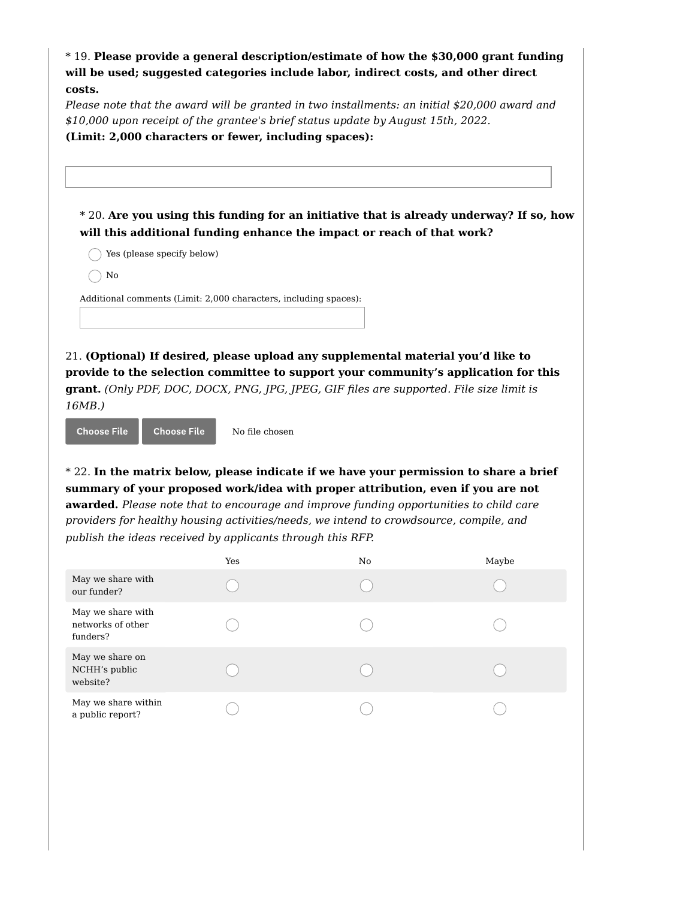\* 19. **Please provide a general description/estimate of how the $30,000 grant funding will be used; suggested categories include labor, indirect costs, and other direct costs.**

*Please note that the award will be granted in two installments: an initial $20,000 award and $10,000 upon receipt of the grantee's brief status update by August 15th, 2022.*

**(Limit: 2,000 characters or fewer, including spaces):**

\* 20. **Are you using this funding for an initiative that is already underway? If so, how will this additional funding enhance the impact or reach of that work?**

- ◯ Yes (please specify below)
- ◯ No

Additional comments (Limit: 2,000 characters, including spaces):

21. **(Optional) If desired, please upload any supplemental material you'd like to provide to the selection committee to support your community's application for this grant.** *(Only PDF, DOC, DOCX, PNG, JPG, JPEG, GIF files are supported. File size limit is 16MB.)*

Choose File Choose File No file chosen

\* 22. **In the matrix below, please indicate if we have your permission to share a brief summary of your proposed work/idea with proper attribution, even if you are not awarded.** *Please note that to encourage and improve funding opportunities to child care providers for healthy housing activities/needs, we intend to crowdsource, compile, and publish the ideas received by applicants through this RFP.*

| | Yes | No | Maybe |
|---|---|---|---|
| May we share with our funder? | ◯ | ◯ | ◯ |
| May we share with networks of other funders? | ◯ | ◯ | ◯ |
| May we share on NCHH's public website? | ◯ | ◯ | ◯ |
| May we share within a public report? | ◯ | ◯ | ◯ |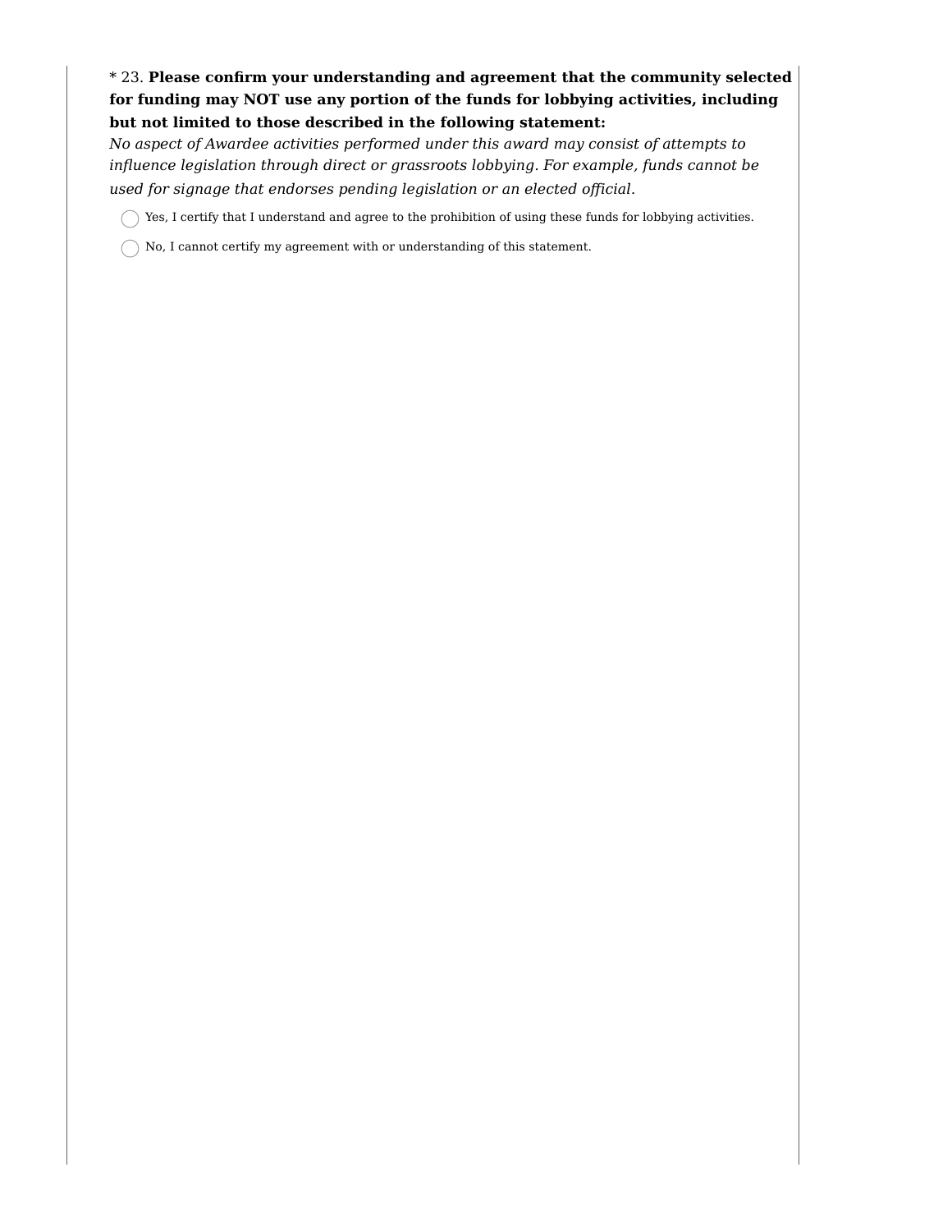\* 23. **Please confirm your understanding and agreement that the community selected for funding may NOT use any portion of the funds for lobbying activities, including but not limited to those described in the following statement:**
*No aspect of Awardee activities performed under this award may consist of attempts to influence legislation through direct or grassroots lobbying. For example, funds cannot be used for signage that endorses pending legislation or an elected official.*

- ◯ Yes, I certify that I understand and agree to the prohibition of using these funds for lobbying activities.
- ◯ No, I cannot certify my agreement with or understanding of this statement.